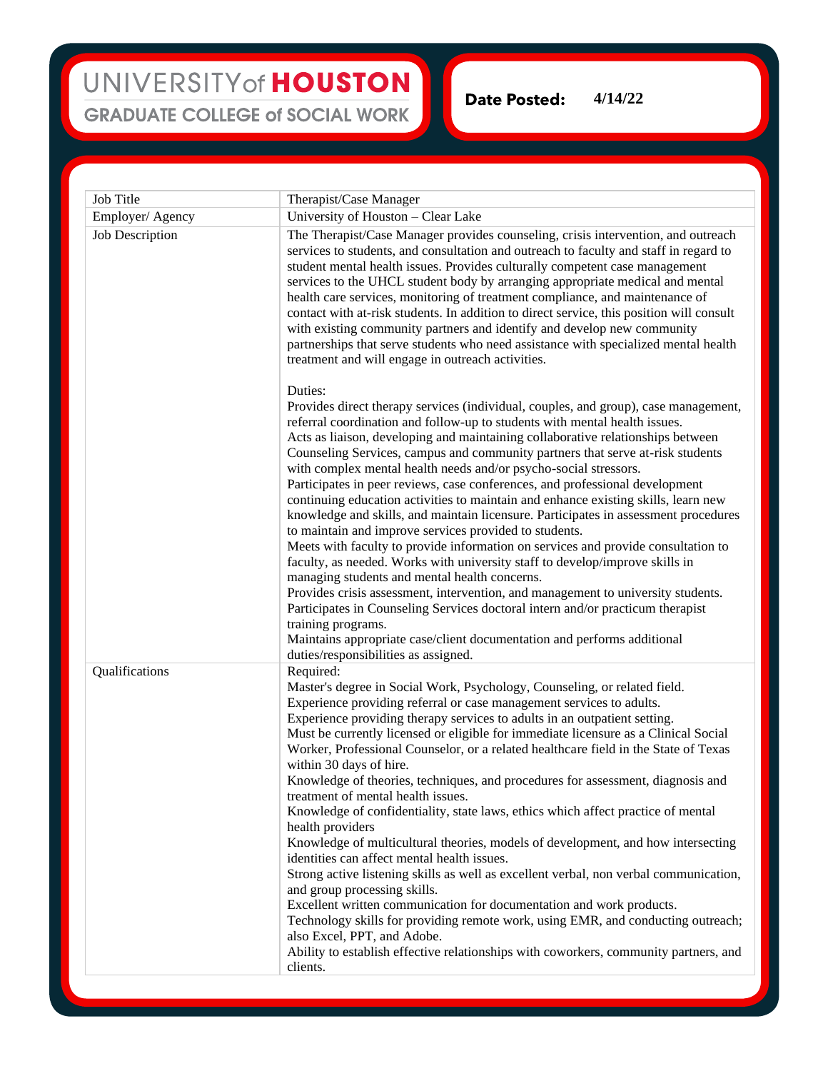UNIVERSITY of HOUSTON
GRADUATE COLLEGE of SOCIAL WORK

**Date Posted:** 4/14/22

| Job Title | Therapist/Case Manager |
|---|---|
| Employer/ Agency | University of Houston – Clear Lake |
| Job Description | The Therapist/Case Manager provides counseling, crisis intervention, and outreach services to students, and consultation and outreach to faculty and staff in regard to student mental health issues. Provides culturally competent case management services to the UHCL student body by arranging appropriate medical and mental health care services, monitoring of treatment compliance, and maintenance of contact with at-risk students. In addition to direct service, this position will consult with existing community partners and identify and develop new community partnerships that serve students who need assistance with specialized mental health treatment and will engage in outreach activities.<br><br>Duties:<br>Provides direct therapy services (individual, couples, and group), case management, referral coordination and follow-up to students with mental health issues.<br>Acts as liaison, developing and maintaining collaborative relationships between Counseling Services, campus and community partners that serve at-risk students with complex mental health needs and/or psycho-social stressors.<br>Participates in peer reviews, case conferences, and professional development continuing education activities to maintain and enhance existing skills, learn new knowledge and skills, and maintain licensure. Participates in assessment procedures to maintain and improve services provided to students.<br>Meets with faculty to provide information on services and provide consultation to faculty, as needed. Works with university staff to develop/improve skills in managing students and mental health concerns.<br>Provides crisis assessment, intervention, and management to university students.<br>Participates in Counseling Services doctoral intern and/or practicum therapist training programs.<br>Maintains appropriate case/client documentation and performs additional duties/responsibilities as assigned. |
| Qualifications | Required:<br>Master's degree in Social Work, Psychology, Counseling, or related field.<br>Experience providing referral or case management services to adults.<br>Experience providing therapy services to adults in an outpatient setting.<br>Must be currently licensed or eligible for immediate licensure as a Clinical Social Worker, Professional Counselor, or a related healthcare field in the State of Texas within 30 days of hire.<br>Knowledge of theories, techniques, and procedures for assessment, diagnosis and treatment of mental health issues.<br>Knowledge of confidentiality, state laws, ethics which affect practice of mental health providers<br>Knowledge of multicultural theories, models of development, and how intersecting identities can affect mental health issues.<br>Strong active listening skills as well as excellent verbal, non verbal communication, and group processing skills.<br>Excellent written communication for documentation and work products.<br>Technology skills for providing remote work, using EMR, and conducting outreach; also Excel, PPT, and Adobe.<br>Ability to establish effective relationships with coworkers, community partners, and clients. |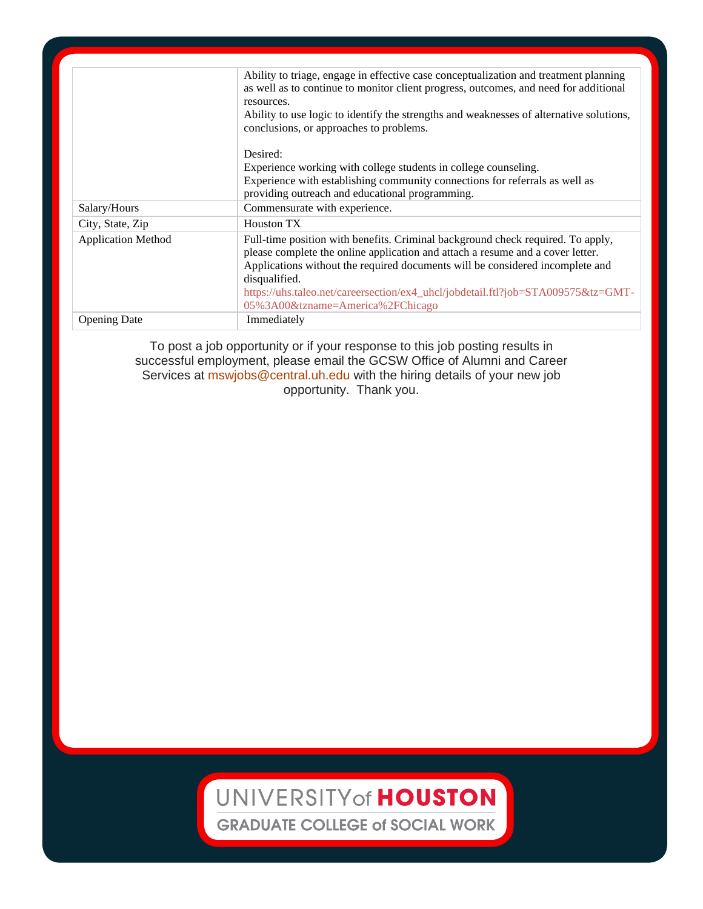| | |
|---|---|
| | Ability to triage, engage in effective case conceptualization and treatment planning as well as to continue to monitor client progress, outcomes, and need for additional resources.<br>Ability to use logic to identify the strengths and weaknesses of alternative solutions, conclusions, or approaches to problems.<br><br>Desired:<br>Experience working with college students in college counseling.<br>Experience with establishing community connections for referrals as well as providing outreach and educational programming. |
| Salary/Hours | Commensurate with experience. |
| City, State, Zip | Houston TX |
| Application Method | Full-time position with benefits. Criminal background check required. To apply, please complete the online application and attach a resume and a cover letter. Applications without the required documents will be considered incomplete and disqualified.<br>https://uhs.taleo.net/careersection/ex4_uhcl/jobdetail.ftl?job=STA009575&tz=GMT-05%3A00&tzname=America%2FChicago |
| Opening Date | Immediately |

To post a job opportunity or if your response to this job posting results in successful employment, please email the GCSW Office of Alumni and Career Services at mswjobs@central.uh.edu with the hiring details of your new job opportunity. Thank you.

UNIVERSITY of HOUSTON
GRADUATE COLLEGE of SOCIAL WORK